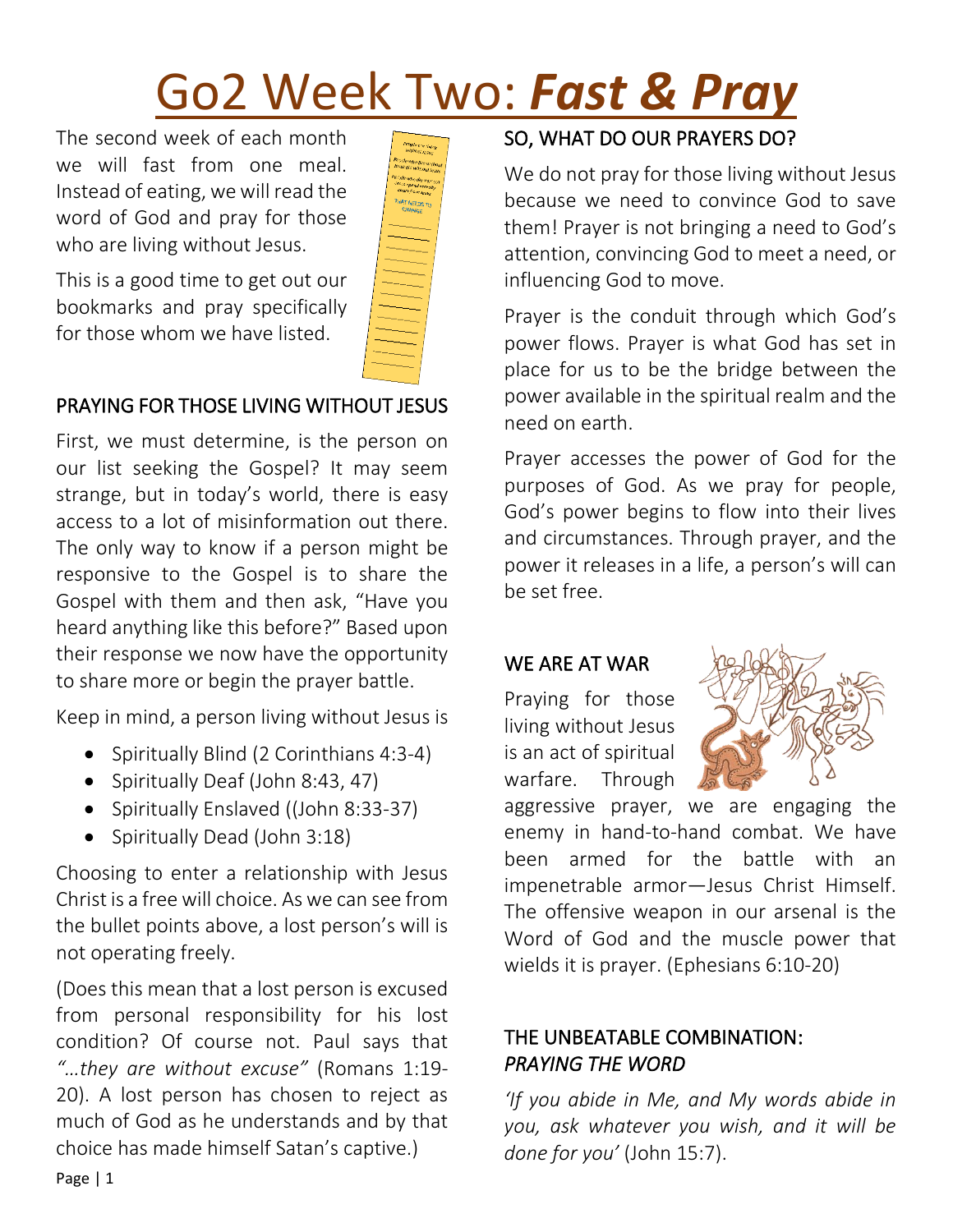# Go2 Week Two: ***Fast & Pray***

The second week of each month we will fast from one meal. Instead of eating, we will read the word of God and pray for those who are living without Jesus.

This is a good time to get out our bookmarks and pray specifically for those whom we have listed.

## PRAYING FOR THOSE LIVING WITHOUT JESUS

First, we must determine, is the person on our list seeking the Gospel? It may seem strange, but in today's world, there is easy access to a lot of misinformation out there. The only way to know if a person might be responsive to the Gospel is to share the Gospel with them and then ask, "Have you heard anything like this before?" Based upon their response we now have the opportunity to share more or begin the prayer battle.

Keep in mind, a person living without Jesus is

- Spiritually Blind (2 Corinthians 4:3-4)
- Spiritually Deaf (John 8:43, 47)
- Spiritually Enslaved ((John 8:33-37)
- Spiritually Dead (John 3:18)

Choosing to enter a relationship with Jesus Christ is a free will choice. As we can see from the bullet points above, a lost person's will is not operating freely.

(Does this mean that a lost person is excused from personal responsibility for his lost condition? Of course not. Paul says that *"…they are without excuse"* (Romans 1:19-20). A lost person has chosen to reject as much of God as he understands and by that choice has made himself Satan's captive.)

## SO, WHAT DO OUR PRAYERS DO?

We do not pray for those living without Jesus because we need to convince God to save them! Prayer is not bringing a need to God's attention, convincing God to meet a need, or influencing God to move.

Prayer is the conduit through which God's power flows. Prayer is what God has set in place for us to be the bridge between the power available in the spiritual realm and the need on earth.

Prayer accesses the power of God for the purposes of God. As we pray for people, God's power begins to flow into their lives and circumstances. Through prayer, and the power it releases in a life, a person's will can be set free.

## WE ARE AT WAR

Praying for those living without Jesus is an act of spiritual warfare. Through aggressive prayer, we are engaging the enemy in hand-to-hand combat. We have been armed for the battle with an impenetrable armor—Jesus Christ Himself. The offensive weapon in our arsenal is the Word of God and the muscle power that wields it is prayer. (Ephesians 6:10-20)

## THE UNBEATABLE COMBINATION: *PRAYING THE WORD*

*'If you abide in Me, and My words abide in you, ask whatever you wish, and it will be done for you'* (John 15:7).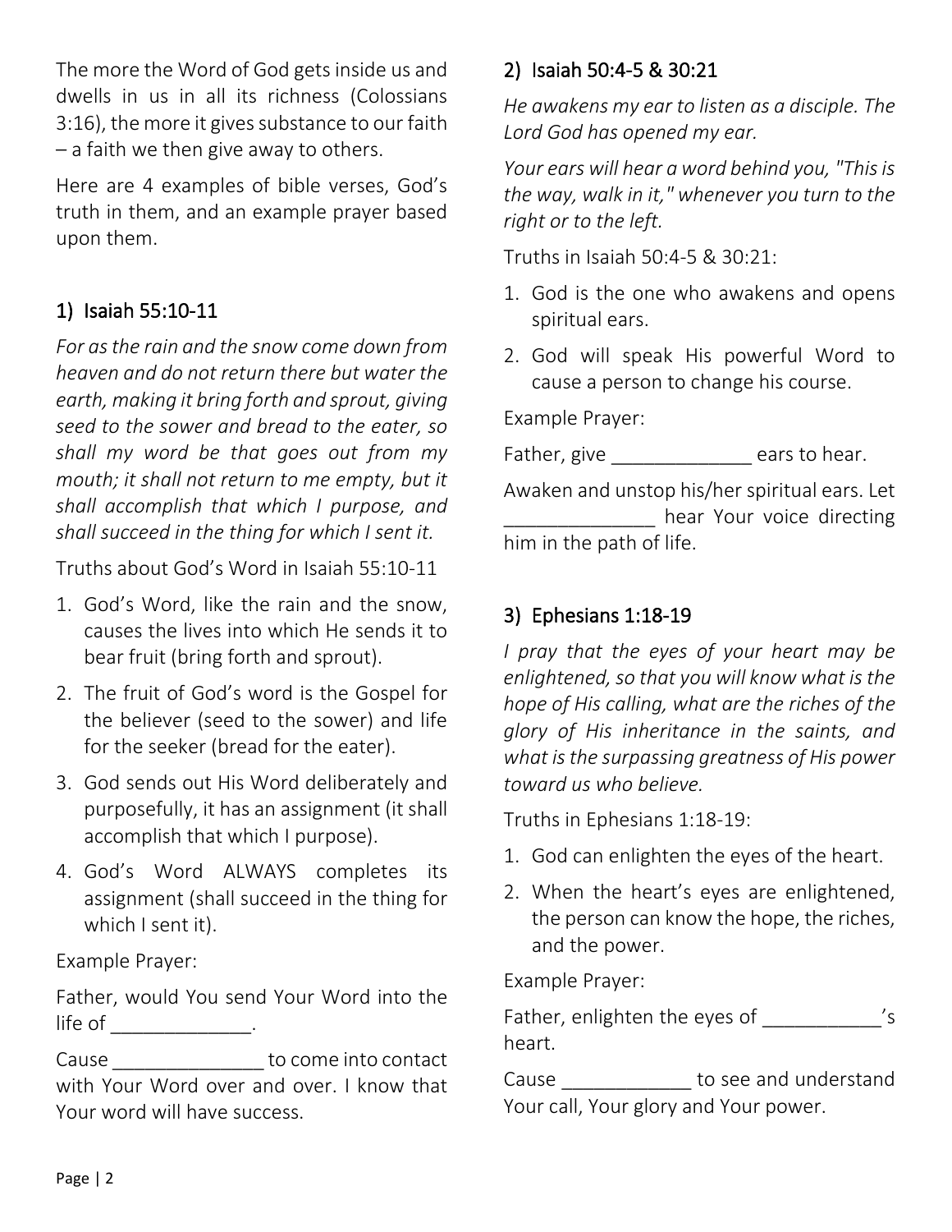The more the Word of God gets inside us and dwells in us in all its richness (Colossians 3:16), the more it gives substance to our faith – a faith we then give away to others.

Here are 4 examples of bible verses, God's truth in them, and an example prayer based upon them.

## 1) Isaiah 55:10-11

*For as the rain and the snow come down from heaven and do not return there but water the earth, making it bring forth and sprout, giving seed to the sower and bread to the eater, so shall my word be that goes out from my mouth; it shall not return to me empty, but it shall accomplish that which I purpose, and shall succeed in the thing for which I sent it.*

Truths about God's Word in Isaiah 55:10-11

1. God's Word, like the rain and the snow, causes the lives into which He sends it to bear fruit (bring forth and sprout).
2. The fruit of God's word is the Gospel for the believer (seed to the sower) and life for the seeker (bread for the eater).
3. God sends out His Word deliberately and purposefully, it has an assignment (it shall accomplish that which I purpose).
4. God's Word ALWAYS completes its assignment (shall succeed in the thing for which I sent it).

Example Prayer:

Father, would You send Your Word into the life of _____________.

Cause ______________ to come into contact with Your Word over and over. I know that Your word will have success.

## 2) Isaiah 50:4-5 & 30:21

*He awakens my ear to listen as a disciple. The Lord God has opened my ear.*

*Your ears will hear a word behind you, "This is the way, walk in it," whenever you turn to the right or to the left.*

Truths in Isaiah 50:4-5 & 30:21:

1. God is the one who awakens and opens spiritual ears.
2. God will speak His powerful Word to cause a person to change his course.

Example Prayer:

Father, give _____________ ears to hear.

Awaken and unstop his/her spiritual ears. Let ______________ hear Your voice directing him in the path of life.

## 3) Ephesians 1:18-19

*I pray that the eyes of your heart may be enlightened, so that you will know what is the hope of His calling, what are the riches of the glory of His inheritance in the saints, and what is the surpassing greatness of His power toward us who believe.*

Truths in Ephesians 1:18-19:

1. God can enlighten the eyes of the heart.
2. When the heart's eyes are enlightened, the person can know the hope, the riches, and the power.

Example Prayer:

Father, enlighten the eyes of ___________'s heart.

Cause ____________ to see and understand Your call, Your glory and Your power.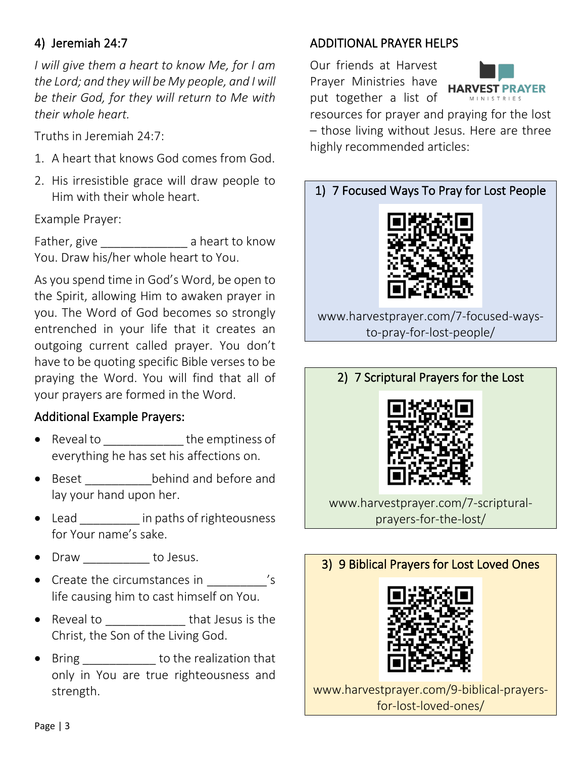## 4) Jeremiah 24:7

*I will give them a heart to know Me, for I am the Lord; and they will be My people, and I will be their God, for they will return to Me with their whole heart.*

Truths in Jeremiah 24:7:

1. A heart that knows God comes from God.
2. His irresistible grace will draw people to Him with their whole heart.

Example Prayer:

Father, give _____________ a heart to know You. Draw his/her whole heart to You.

As you spend time in God's Word, be open to the Spirit, allowing Him to awaken prayer in you. The Word of God becomes so strongly entrenched in your life that it creates an outgoing current called prayer. You don't have to be quoting specific Bible verses to be praying the Word. You will find that all of your prayers are formed in the Word.

### Additional Example Prayers:

- Reveal to ____________ the emptiness of everything he has set his affections on.
- Beset __________behind and before and lay your hand upon her.
- Lead _________ in paths of righteousness for Your name's sake.
- Draw __________ to Jesus.
- Create the circumstances in _________'s life causing him to cast himself on You.
- Reveal to ____________ that Jesus is the Christ, the Son of the Living God.
- Bring ___________ to the realization that only in You are true righteousness and strength.

## ADDITIONAL PRAYER HELPS

Our friends at Harvest Prayer Ministries have put together a list of resources for prayer and praying for the lost – those living without Jesus. Here are three highly recommended articles:

### 1) 7 Focused Ways To Pray for Lost People

www.harvestprayer.com/7-focused-ways-to-pray-for-lost-people/

### 2) 7 Scriptural Prayers for the Lost

www.harvestprayer.com/7-scriptural-prayers-for-the-lost/

### 3) 9 Biblical Prayers for Lost Loved Ones

www.harvestprayer.com/9-biblical-prayers-for-lost-loved-ones/